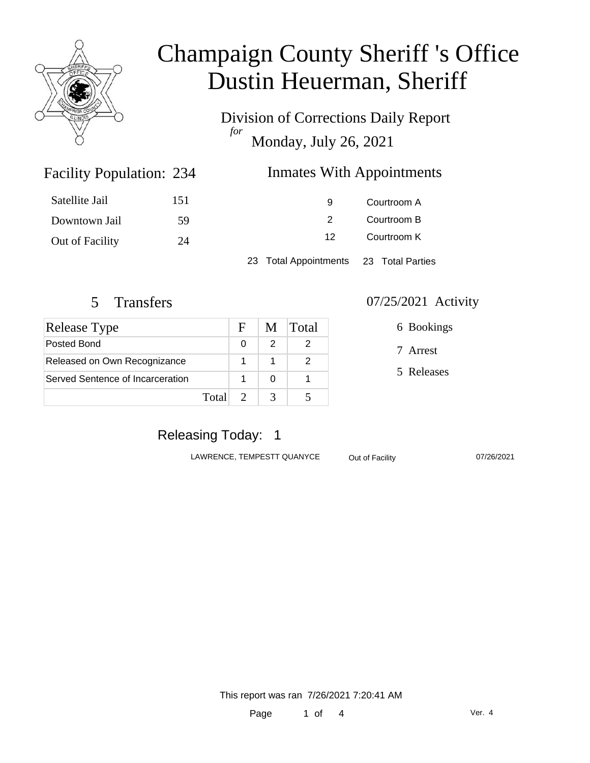# Champaign County Sheriff 's Office
# Dustin Heuerman, Sheriff

Division of Corrections Daily Report
*for*
Monday, July 26, 2021

## Facility Population: 234

| | |
|---|---|
| Satellite Jail | 151 |
| Downtown Jail | 59 |
| Out of Facility | 24 |

## Inmates With Appointments

| | |
|---|---|
| 9 | Courtroom A |
| 2 | Courtroom B |
| 12 | Courtroom K |

23 Total Appointments 23 Total Parties

## 5 Transfers

| Release Type | F | M | Total |
|---|---|---|---|
| Posted Bond | 0 | 2 | 2 |
| Released on Own Recognizance | 1 | 1 | 2 |
| Served Sentence of Incarceration | 1 | 0 | 1 |
| Total | 2 | 3 | 5 |

## 07/25/2021 Activity

- 6 Bookings
- 7 Arrest
- 5 Releases

## Releasing Today: 1

| | | |
|---|---|---|
| LAWRENCE, TEMPESTT QUANYCE | Out of Facility | 07/26/2021 |

This report was ran 7/26/2021 7:20:41 AM

Ver. 4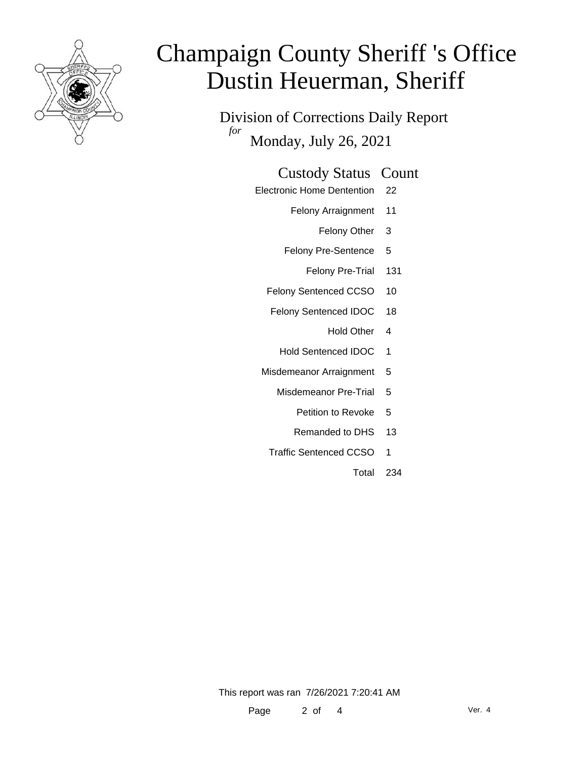# Champaign County Sheriff 's Office
# Dustin Heuerman, Sheriff

Division of Corrections Daily Report
*for*
Monday, July 26, 2021

| Custody Status | Count |
|---|---|
| Electronic Home Dentention | 22 |
| Felony Arraignment | 11 |
| Felony Other | 3 |
| Felony Pre-Sentence | 5 |
| Felony Pre-Trial | 131 |
| Felony Sentenced CCSO | 10 |
| Felony Sentenced IDOC | 18 |
| Hold Other | 4 |
| Hold Sentenced IDOC | 1 |
| Misdemeanor Arraignment | 5 |
| Misdemeanor Pre-Trial | 5 |
| Petition to Revoke | 5 |
| Remanded to DHS | 13 |
| Traffic Sentenced CCSO | 1 |
| Total | 234 |

This report was ran 7/26/2021 7:20:41 AM

Ver. 4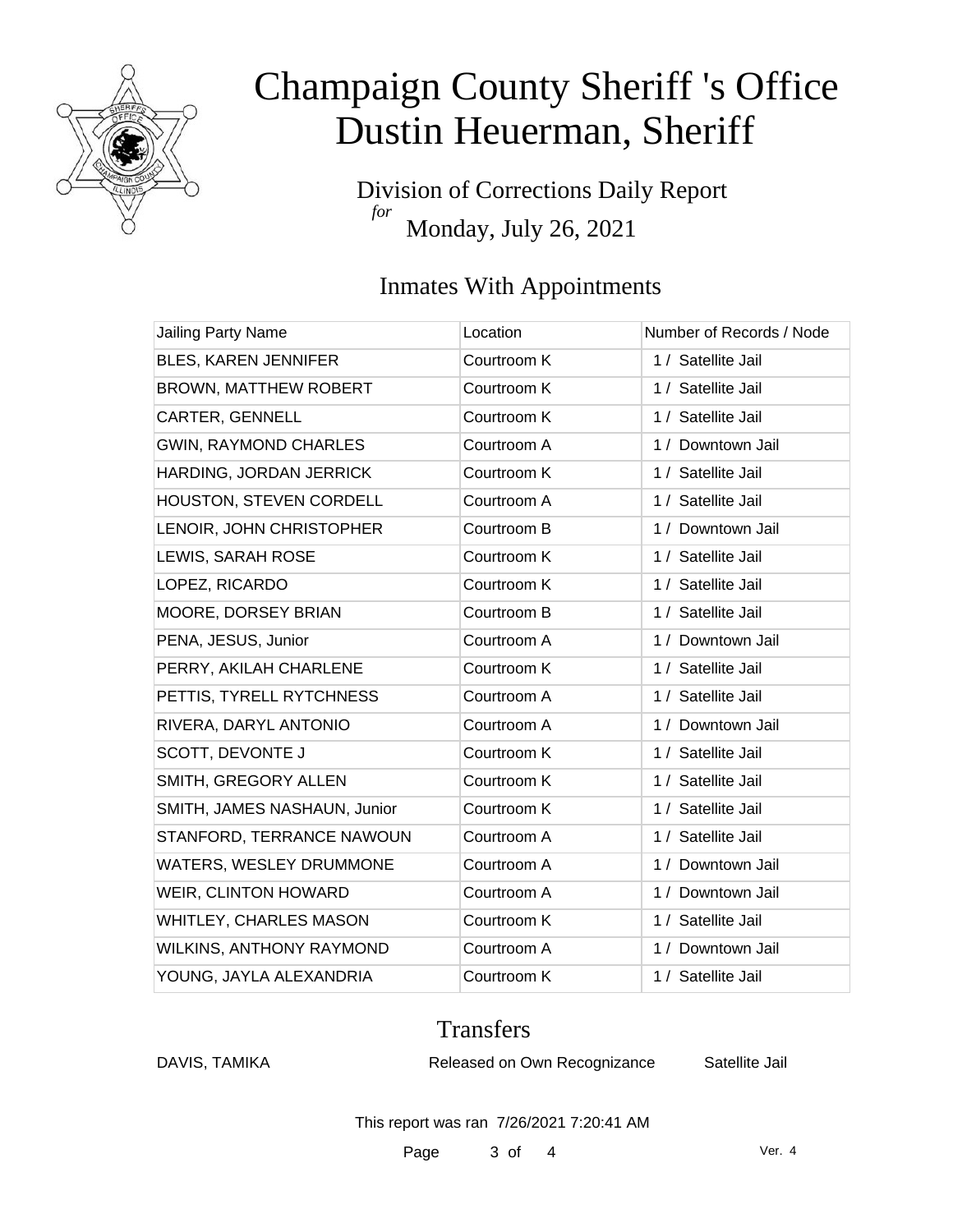# Champaign County Sheriff 's Office
# Dustin Heuerman, Sheriff

Division of Corrections Daily Report
*for*
Monday, July 26, 2021

## Inmates With Appointments

| Jailing Party Name | Location | Number of Records / Node |
|---|---|---|
| BLES, KAREN JENNIFER | Courtroom K | 1 / Satellite Jail |
| BROWN, MATTHEW ROBERT | Courtroom K | 1 / Satellite Jail |
| CARTER, GENNELL | Courtroom K | 1 / Satellite Jail |
| GWIN, RAYMOND CHARLES | Courtroom A | 1 / Downtown Jail |
| HARDING, JORDAN JERRICK | Courtroom K | 1 / Satellite Jail |
| HOUSTON, STEVEN CORDELL | Courtroom A | 1 / Satellite Jail |
| LENOIR, JOHN CHRISTOPHER | Courtroom B | 1 / Downtown Jail |
| LEWIS, SARAH ROSE | Courtroom K | 1 / Satellite Jail |
| LOPEZ, RICARDO | Courtroom K | 1 / Satellite Jail |
| MOORE, DORSEY BRIAN | Courtroom B | 1 / Satellite Jail |
| PENA, JESUS, Junior | Courtroom A | 1 / Downtown Jail |
| PERRY, AKILAH CHARLENE | Courtroom K | 1 / Satellite Jail |
| PETTIS, TYRELL RYTCHNESS | Courtroom A | 1 / Satellite Jail |
| RIVERA, DARYL ANTONIO | Courtroom A | 1 / Downtown Jail |
| SCOTT, DEVONTE J | Courtroom K | 1 / Satellite Jail |
| SMITH, GREGORY ALLEN | Courtroom K | 1 / Satellite Jail |
| SMITH, JAMES NASHAUN, Junior | Courtroom K | 1 / Satellite Jail |
| STANFORD, TERRANCE NAWOUN | Courtroom A | 1 / Satellite Jail |
| WATERS, WESLEY DRUMMONE | Courtroom A | 1 / Downtown Jail |
| WEIR, CLINTON HOWARD | Courtroom A | 1 / Downtown Jail |
| WHITLEY, CHARLES MASON | Courtroom K | 1 / Satellite Jail |
| WILKINS, ANTHONY RAYMOND | Courtroom A | 1 / Downtown Jail |
| YOUNG, JAYLA ALEXANDRIA | Courtroom K | 1 / Satellite Jail |

## Transfers

| | | |
|---|---|---|
| DAVIS, TAMIKA | Released on Own Recognizance | Satellite Jail |

This report was ran 7/26/2021 7:20:41 AM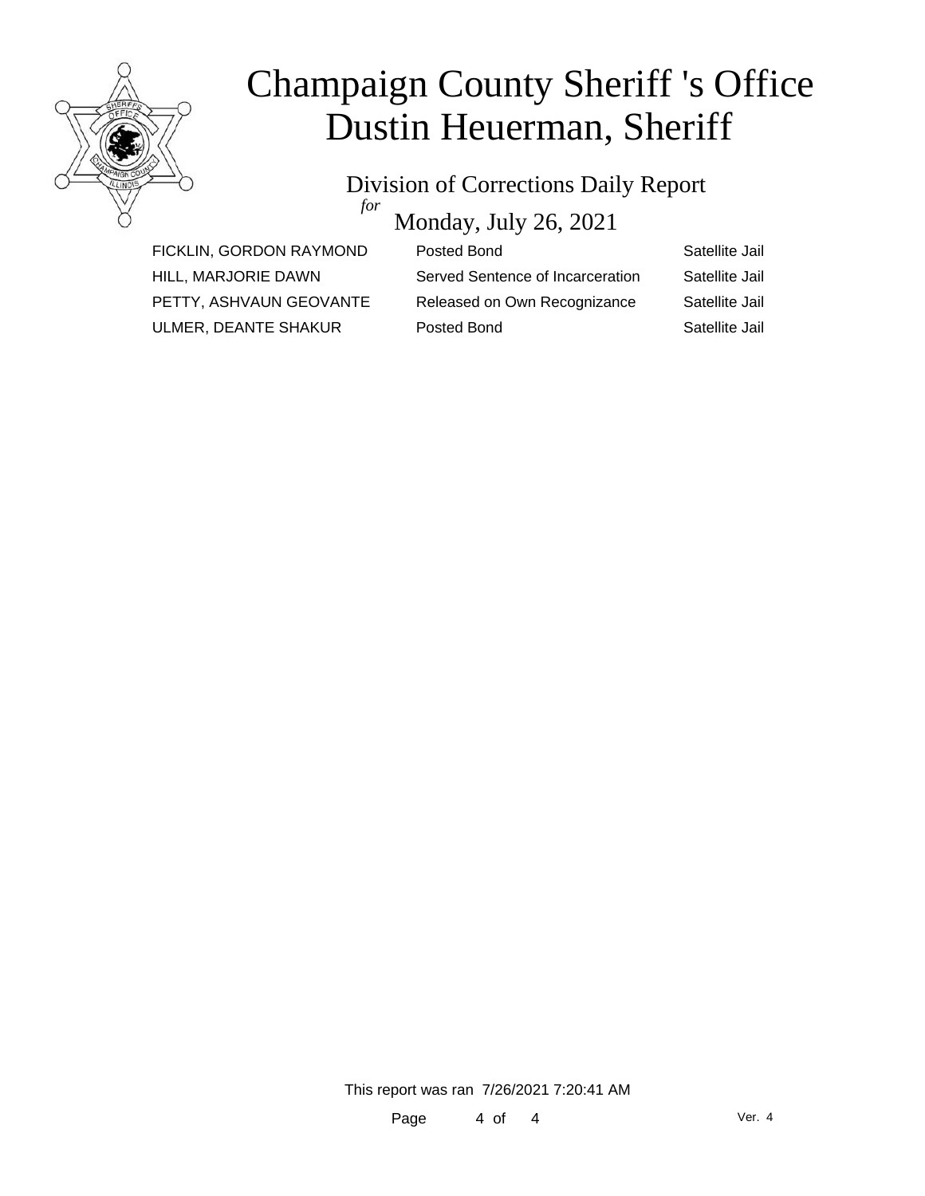# Champaign County Sheriff 's Office
# Dustin Heuerman, Sheriff

## Division of Corrections Daily Report

*for*

## Monday, July 26, 2021

| | | |
|---|---|---|
| FICKLIN, GORDON RAYMOND | Posted Bond | Satellite Jail |
| HILL, MARJORIE DAWN | Served Sentence of Incarceration | Satellite Jail |
| PETTY, ASHVAUN GEOVANTE | Released on Own Recognizance | Satellite Jail |
| ULMER, DEANTE SHAKUR | Posted Bond | Satellite Jail |

This report was ran 7/26/2021 7:20:41 AM

Ver. 4